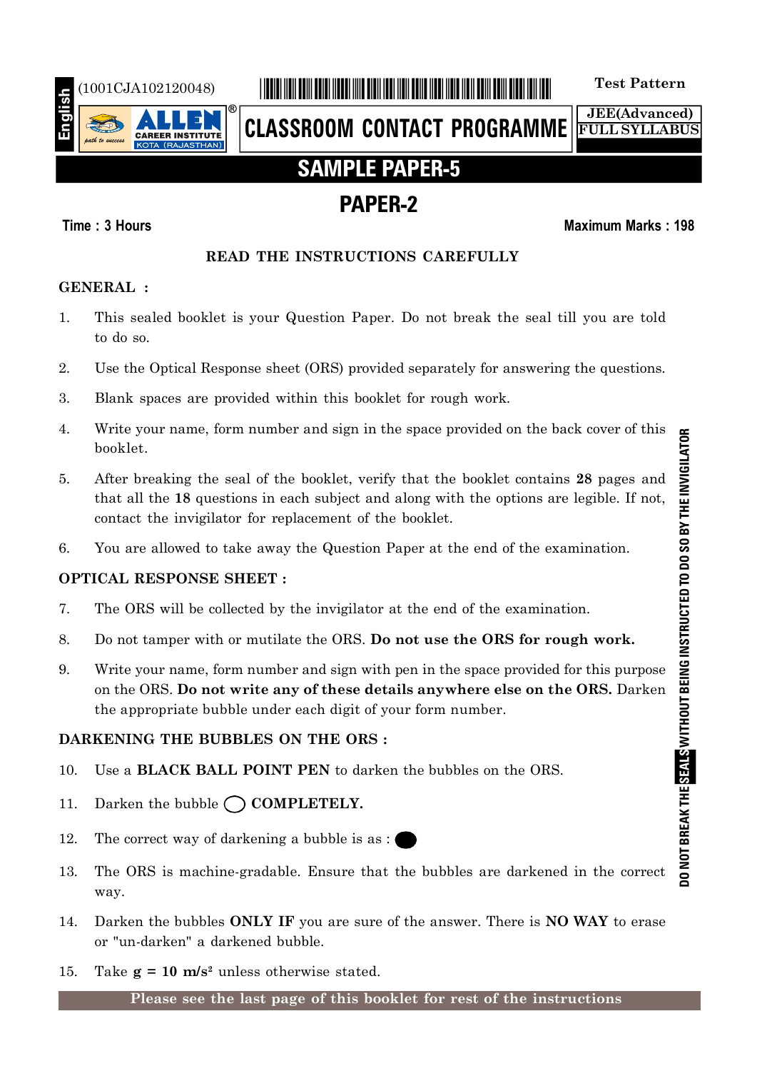English

(1001CJA102120048)

**Test Pattern**

**ALLEN** CAREER INSTITUTE KOTA (RAJASTHAN)

**CLASSROOM CONTACT PROGRAMME**

**JEE(Advanced)**
**FULL SYLLABUS**

# SAMPLE PAPER-5

## PAPER-2

**Time : 3 Hours** **Maximum Marks : 198**

### READ THE INSTRUCTIONS CAREFULLY

**GENERAL :**

1. This sealed booklet is your Question Paper. Do not break the seal till you are told to do so.
2. Use the Optical Response sheet (ORS) provided separately for answering the questions.
3. Blank spaces are provided within this booklet for rough work.
4. Write your name, form number and sign in the space provided on the back cover of this booklet.
5. After breaking the seal of the booklet, verify that the booklet contains **28** pages and that all the **18** questions in each subject and along with the options are legible. If not, contact the invigilator for replacement of the booklet.
6. You are allowed to take away the Question Paper at the end of the examination.

**OPTICAL RESPONSE SHEET :**

7. The ORS will be collected by the invigilator at the end of the examination.
8. Do not tamper with or mutilate the ORS. **Do not use the ORS for rough work.**
9. Write your name, form number and sign with pen in the space provided for this purpose on the ORS. **Do not write any of these details anywhere else on the ORS.** Darken the appropriate bubble under each digit of your form number.

**DARKENING THE BUBBLES ON THE ORS :**

10. Use a **BLACK BALL POINT PEN** to darken the bubbles on the ORS.
11. Darken the bubble ◯ **COMPLETELY.**
12. The correct way of darkening a bubble is as : ⬤
13. The ORS is machine-gradable. Ensure that the bubbles are darkened in the correct way.
14. Darken the bubbles **ONLY IF** you are sure of the answer. There is **NO WAY** to erase or "un-darken" a darkened bubble.
15. Take **$g = 10\ m/s^2$** unless otherwise stated.

**Please see the last page of this booklet for rest of the instructions**

DO NOT BREAK THE SEALS WITHOUT BEING INSTRUCTED TO DO SO BY THE INVIGILATOR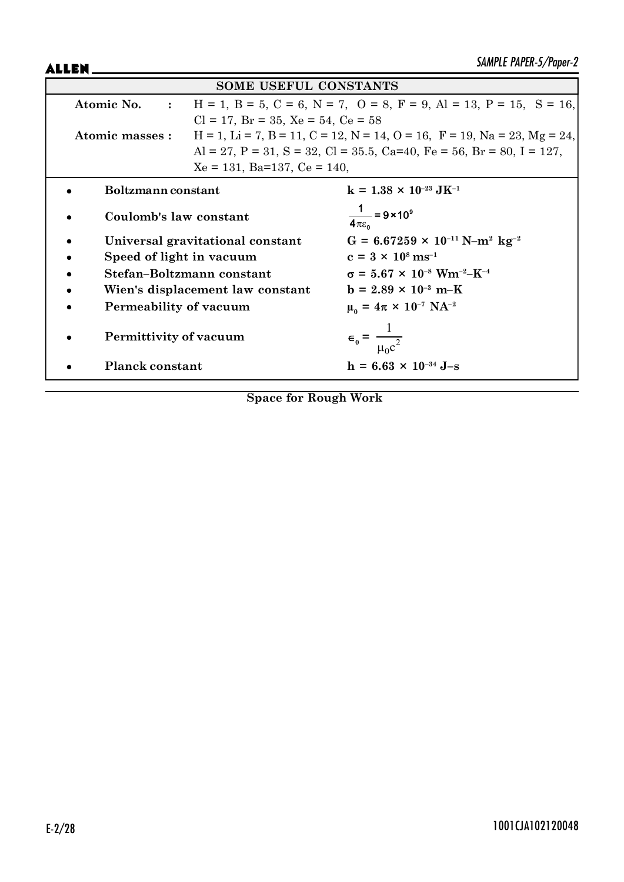## SOME USEFUL CONSTANTS

**Atomic No.** : H = 1, B = 5, C = 6, N = 7, O = 8, F = 9, Al = 13, P = 15, S = 16, Cl = 17, Br = 35, Xe = 54, Ce = 58

**Atomic masses :** H = 1, Li = 7, B = 11, C = 12, N = 14, O = 16, F = 19, Na = 23, Mg = 24, Al = 27, P = 31, S = 32, Cl = 35.5, Ca=40, Fe = 56, Br = 80, I = 127, Xe = 131, Ba=137, Ce = 140,

- **Boltzmann constant** $k = 1.38 \times 10^{-23}\ JK^{-1}$
- **Coulomb's law constant** $\frac{1}{4\pi\varepsilon_0} = 9 \times 10^9$
- **Universal gravitational constant** $G = 6.67259 \times 10^{-11}\ N\text{–}m^2\ kg^{-2}$
- **Speed of light in vacuum** $c = 3 \times 10^8\ ms^{-1}$
- **Stefan–Boltzmann constant** $\sigma = 5.67 \times 10^{-8}\ Wm^{-2}\text{–}K^{-4}$
- **Wien's displacement law constant** $b = 2.89 \times 10^{-3}\ m\text{–}K$
- **Permeability of vacuum** $\mu_0 = 4\pi \times 10^{-7}\ NA^{-2}$
- **Permittivity of vacuum** $\epsilon_0 = \frac{1}{\mu_0 c^2}$
- **Planck constant** $h = 6.63 \times 10^{-34}\ J\text{–}s$

**Space for Rough Work**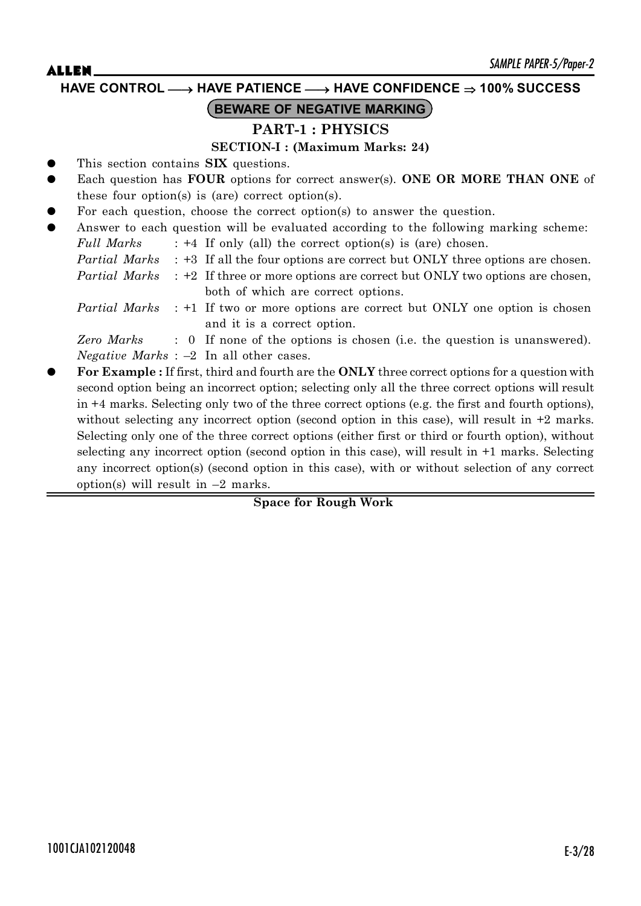**HAVE CONTROL ⟶ HAVE PATIENCE ⟶ HAVE CONFIDENCE ⇒ 100% SUCCESS**

**BEWARE OF NEGATIVE MARKING**

## PART-1 : PHYSICS

### SECTION-I : (Maximum Marks: 24)

- This section contains **SIX** questions.
- Each question has **FOUR** options for correct answer(s). **ONE OR MORE THAN ONE** of these four option(s) is (are) correct option(s).
- For each question, choose the correct option(s) to answer the question.
- Answer to each question will be evaluated according to the following marking scheme:

  *Full Marks* : +4 If only (all) the correct option(s) is (are) chosen.

  *Partial Marks* : +3 If all the four options are correct but ONLY three options are chosen.

  *Partial Marks* : +2 If three or more options are correct but ONLY two options are chosen, both of which are correct options.

  *Partial Marks* : +1 If two or more options are correct but ONLY one option is chosen and it is a correct option.

  *Zero Marks* : 0 If none of the options is chosen (i.e. the question is unanswered).

  *Negative Marks* : –2 In all other cases.

- **For Example :** If first, third and fourth are the **ONLY** three correct options for a question with second option being an incorrect option; selecting only all the three correct options will result in +4 marks. Selecting only two of the three correct options (e.g. the first and fourth options), without selecting any incorrect option (second option in this case), will result in +2 marks. Selecting only one of the three correct options (either first or third or fourth option), without selecting any incorrect option (second option in this case), will result in +1 marks. Selecting any incorrect option(s) (second option in this case), with or without selection of any correct option(s) will result in –2 marks.

**Space for Rough Work**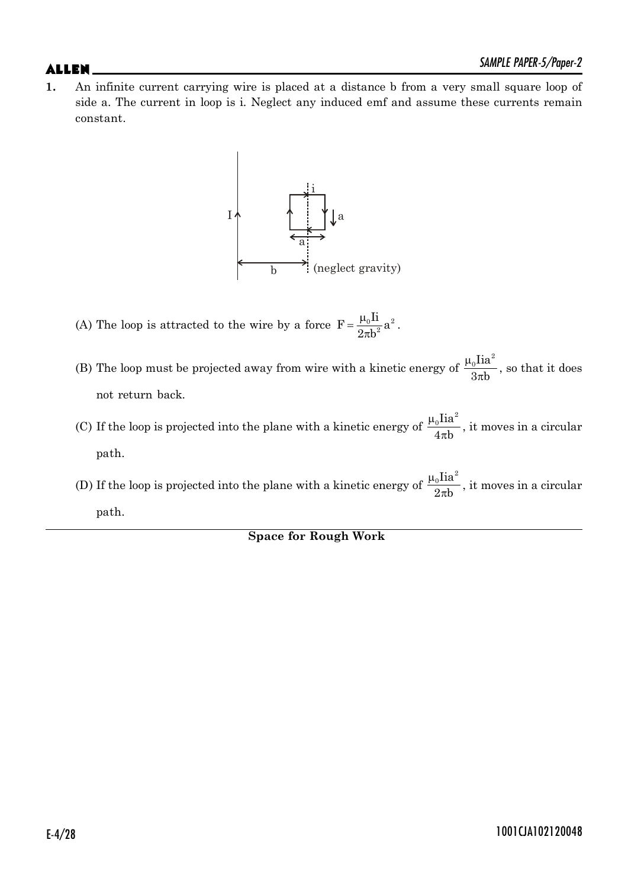**1.** An infinite current carrying wire is placed at a distance b from a very small square loop of side a. The current in loop is i. Neglect any induced emf and assume these currents remain constant.

(neglect gravity)

(A) The loop is attracted to the wire by a force $F = \frac{\mu_0 Ii}{2\pi b^2} a^2$.

(B) The loop must be projected away from wire with a kinetic energy of $\frac{\mu_0 Iia^2}{3\pi b}$, so that it does not return back.

(C) If the loop is projected into the plane with a kinetic energy of $\frac{\mu_0 Iia^2}{4\pi b}$, it moves in a circular path.

(D) If the loop is projected into the plane with a kinetic energy of $\frac{\mu_0 Iia^2}{2\pi b}$, it moves in a circular path.

**Space for Rough Work**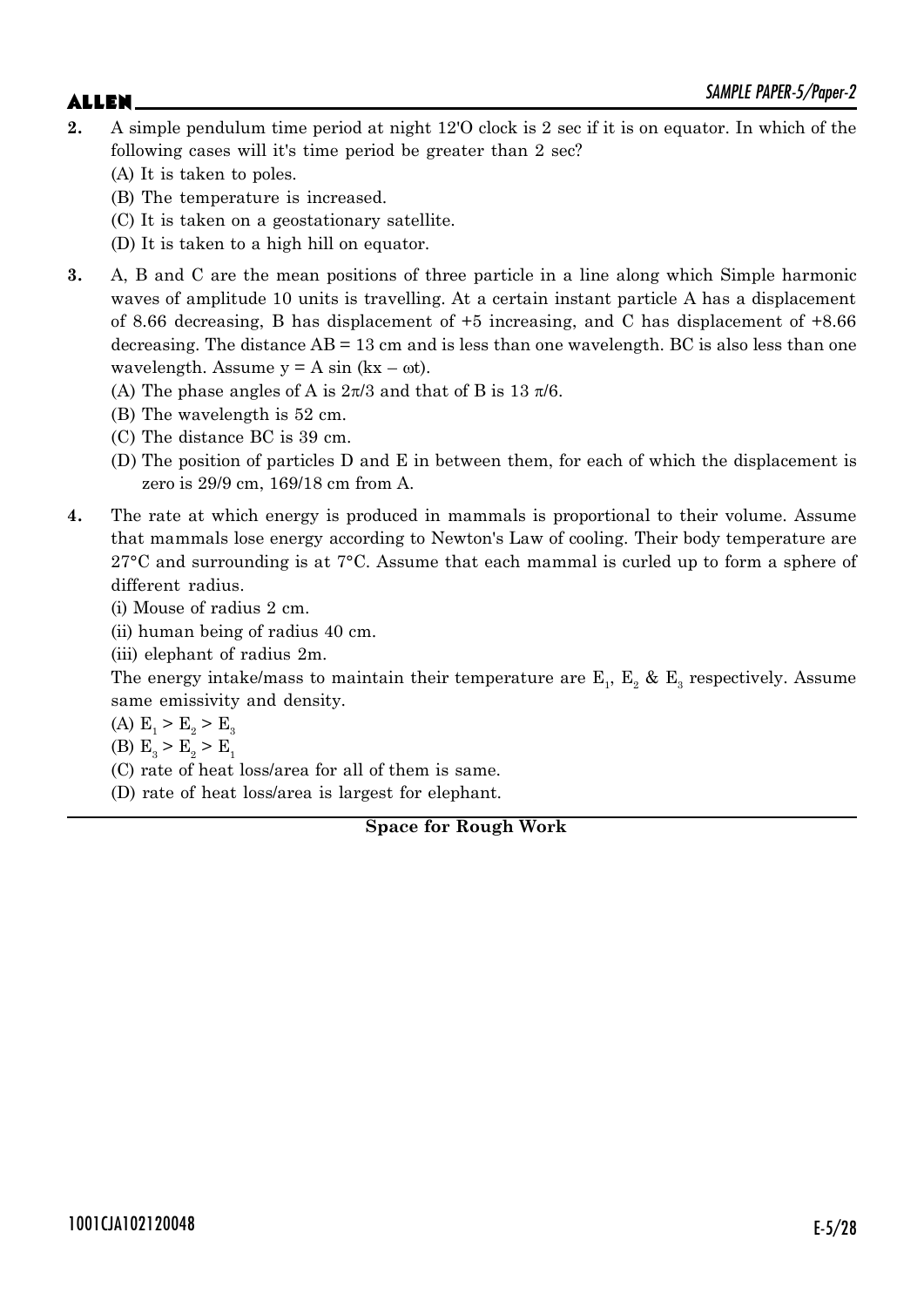**2.** A simple pendulum time period at night 12'O clock is 2 sec if it is on equator. In which of the following cases will it's time period be greater than 2 sec?

(A) It is taken to poles.

(B) The temperature is increased.

(C) It is taken on a geostationary satellite.

(D) It is taken to a high hill on equator.

**3.** A, B and C are the mean positions of three particle in a line along which Simple harmonic waves of amplitude 10 units is travelling. At a certain instant particle A has a displacement of 8.66 decreasing, B has displacement of +5 increasing, and C has displacement of +8.66 decreasing. The distance AB = 13 cm and is less than one wavelength. BC is also less than one wavelength. Assume $y = A \sin (kx - \omega t)$.

(A) The phase angles of A is $2\pi/3$ and that of B is $13\,\pi/6$.

(B) The wavelength is 52 cm.

(C) The distance BC is 39 cm.

(D) The position of particles D and E in between them, for each of which the displacement is zero is 29/9 cm, 169/18 cm from A.

**4.** The rate at which energy is produced in mammals is proportional to their volume. Assume that mammals lose energy according to Newton's Law of cooling. Their body temperature are 27°C and surrounding is at 7°C. Assume that each mammal is curled up to form a sphere of different radius.

(i) Mouse of radius 2 cm.

(ii) human being of radius 40 cm.

(iii) elephant of radius 2m.

The energy intake/mass to maintain their temperature are $E_1$, $E_2$ & $E_3$ respectively. Assume same emissivity and density.

(A) $E_1 > E_2 > E_3$

(B) $E_3 > E_2 > E_1$

(C) rate of heat loss/area for all of them is same.

(D) rate of heat loss/area is largest for elephant.

**Space for Rough Work**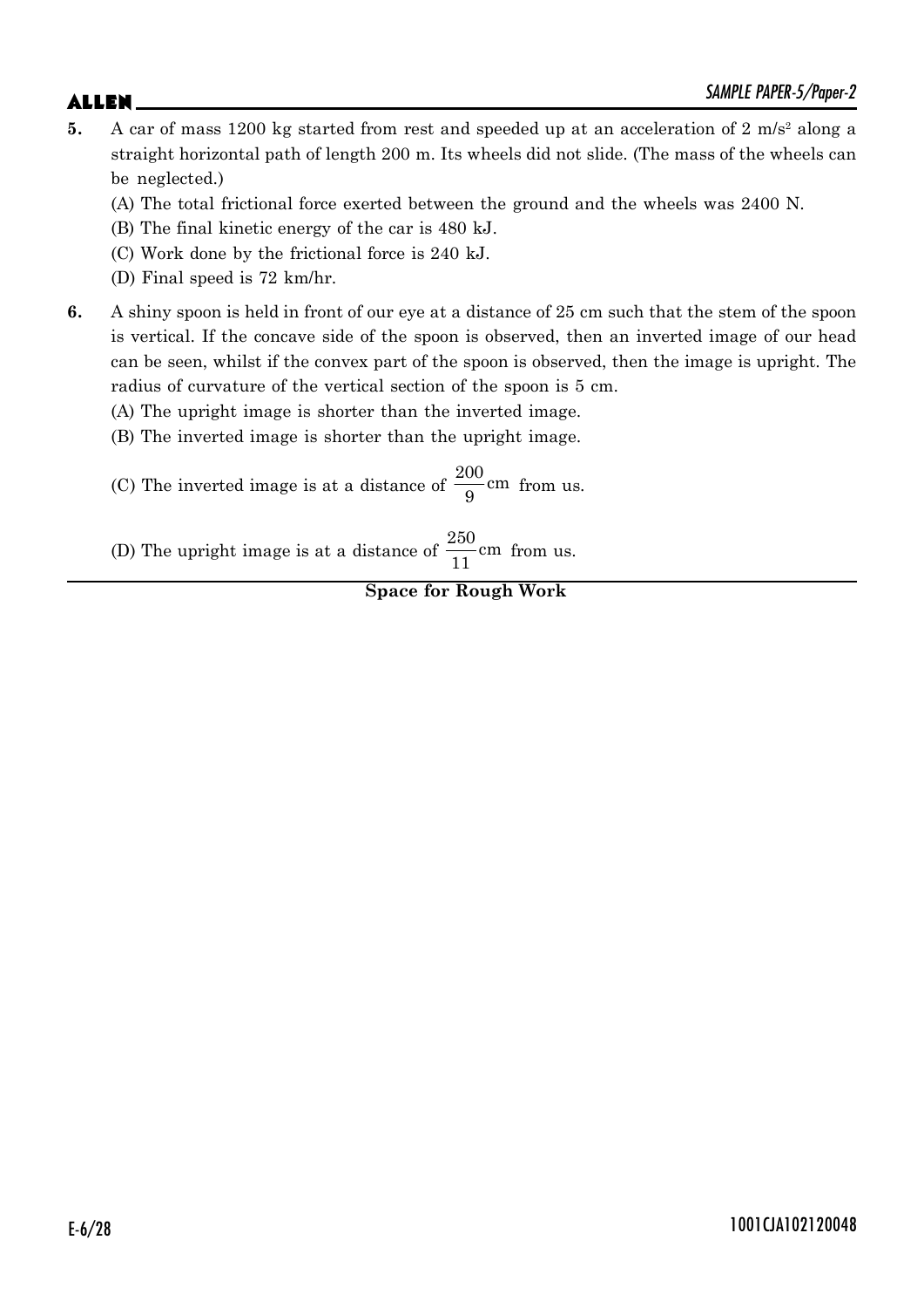**5.** A car of mass 1200 kg started from rest and speeded up at an acceleration of 2 $m/s^2$ along a straight horizontal path of length 200 m. Its wheels did not slide. (The mass of the wheels can be neglected.)

(A) The total frictional force exerted between the ground and the wheels was 2400 N.

(B) The final kinetic energy of the car is 480 kJ.

(C) Work done by the frictional force is 240 kJ.

(D) Final speed is 72 km/hr.

**6.** A shiny spoon is held in front of our eye at a distance of 25 cm such that the stem of the spoon is vertical. If the concave side of the spoon is observed, then an inverted image of our head can be seen, whilst if the convex part of the spoon is observed, then the image is upright. The radius of curvature of the vertical section of the spoon is 5 cm.

(A) The upright image is shorter than the inverted image.

(B) The inverted image is shorter than the upright image.

(C) The inverted image is at a distance of $\frac{200}{9}$ cm from us.

(D) The upright image is at a distance of $\frac{250}{11}$ cm from us.

**Space for Rough Work**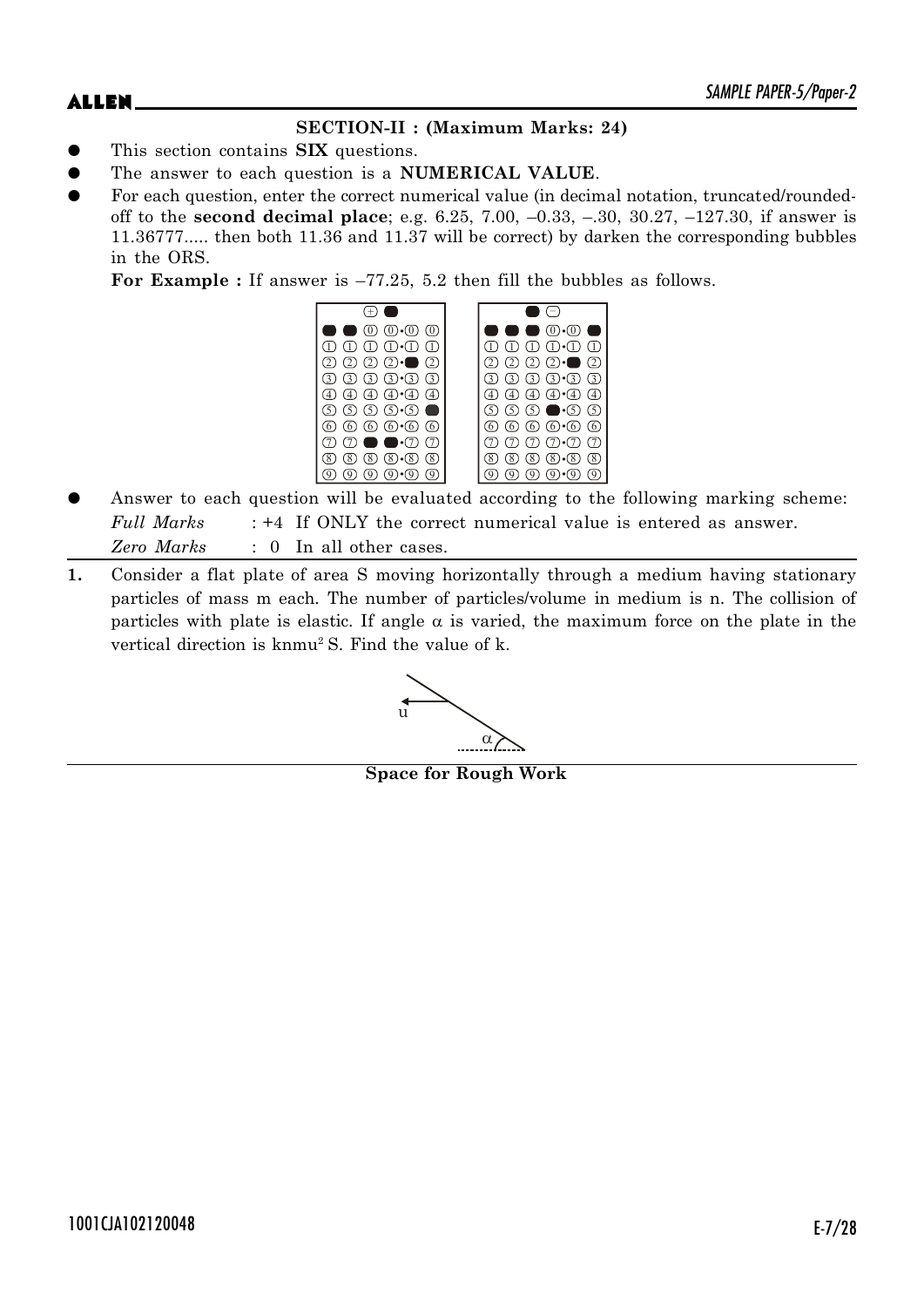### SECTION-II : (Maximum Marks: 24)

- This section contains **SIX** questions.
- The answer to each question is a **NUMERICAL VALUE**.
- For each question, enter the correct numerical value (in decimal notation, truncated/rounded-off to the **second decimal place**; e.g. 6.25, 7.00, –0.33, –.30, 30.27, –127.30, if answer is 11.36777..... then both 11.36 and 11.37 will be correct) by darken the corresponding bubbles in the ORS.

  **For Example :** If answer is –77.25, 5.2 then fill the bubbles as follows.

- Answer to each question will be evaluated according to the following marking scheme:

  *Full Marks* : +4 If ONLY the correct numerical value is entered as answer.

  *Zero Marks* : 0 In all other cases.

**1.** Consider a flat plate of area S moving horizontally through a medium having stationary particles of mass m each. The number of particles/volume in medium is n. The collision of particles with plate is elastic. If angle $\alpha$ is varied, the maximum force on the plate in the vertical direction is knmu$^2$ S. Find the value of k.

**Space for Rough Work**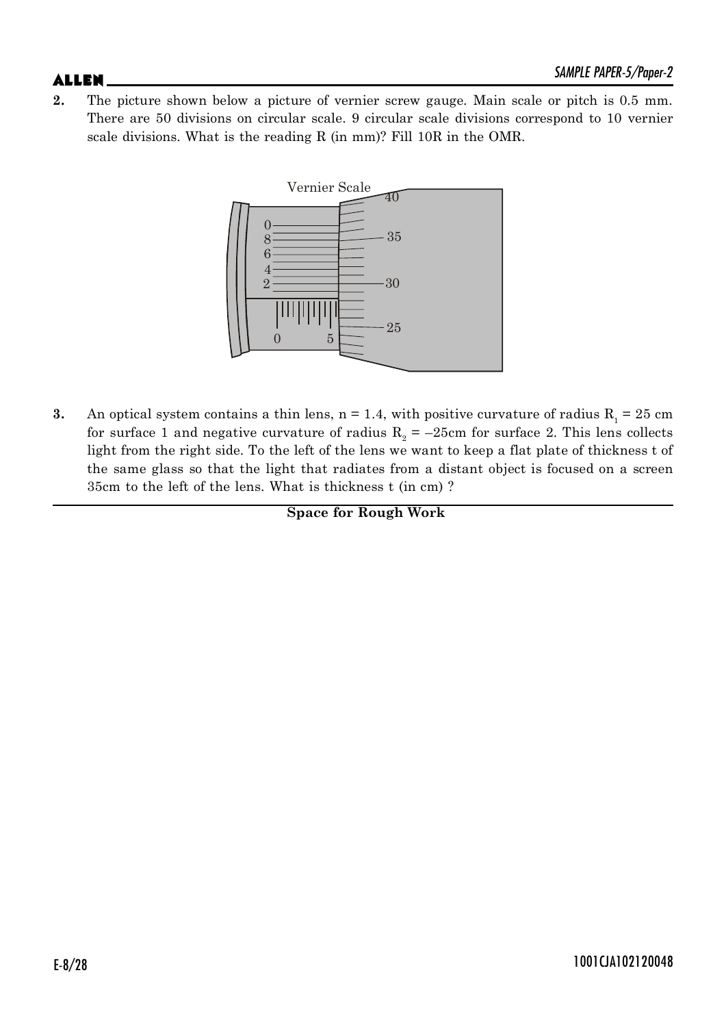**2.** The picture shown below a picture of vernier screw gauge. Main scale or pitch is 0.5 mm. There are 50 divisions on circular scale. 9 circular scale divisions correspond to 10 vernier scale divisions. What is the reading R (in mm)? Fill 10R in the OMR.

**3.** An optical system contains a thin lens, n = 1.4, with positive curvature of radius $R_1$ = 25 cm for surface 1 and negative curvature of radius $R_2$ = –25cm for surface 2. This lens collects light from the right side. To the left of the lens we want to keep a flat plate of thickness t of the same glass so that the light that radiates from a distant object is focused on a screen 35cm to the left of the lens. What is thickness t (in cm) ?

**Space for Rough Work**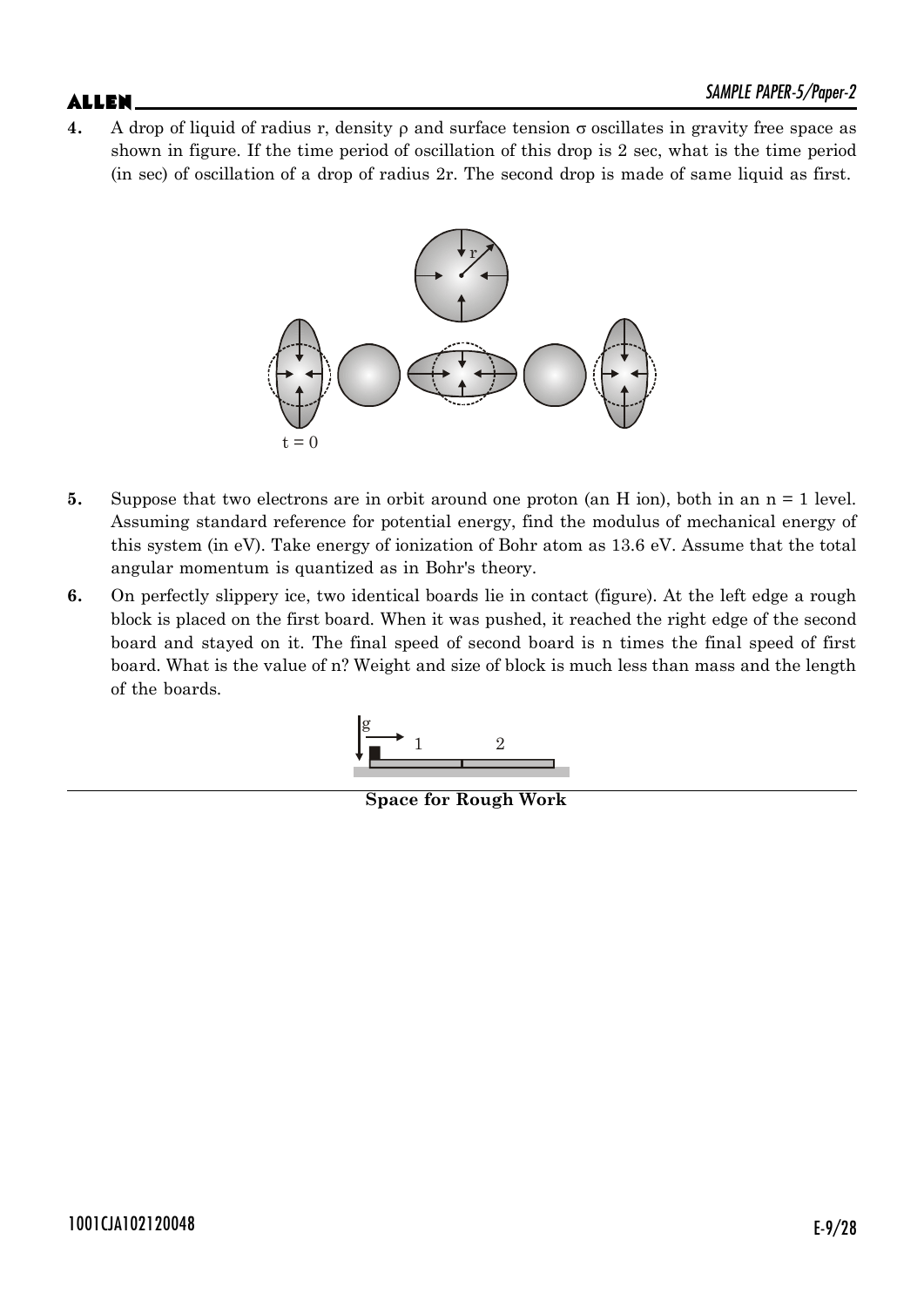**4.** A drop of liquid of radius r, density $\rho$ and surface tension $\sigma$ oscillates in gravity free space as shown in figure. If the time period of oscillation of this drop is 2 sec, what is the time period (in sec) of oscillation of a drop of radius 2r. The second drop is made of same liquid as first.

**5.** Suppose that two electrons are in orbit around one proton (an H ion), both in an n = 1 level. Assuming standard reference for potential energy, find the modulus of mechanical energy of this system (in eV). Take energy of ionization of Bohr atom as 13.6 eV. Assume that the total angular momentum is quantized as in Bohr's theory.

**6.** On perfectly slippery ice, two identical boards lie in contact (figure). At the left edge a rough block is placed on the first board. When it was pushed, it reached the right edge of the second board and stayed on it. The final speed of second board is n times the final speed of first board. What is the value of n? Weight and size of block is much less than mass and the length of the boards.

**Space for Rough Work**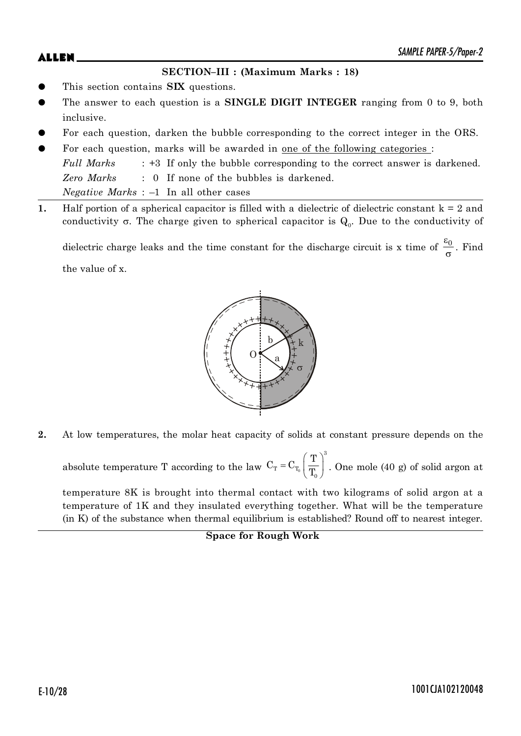### SECTION–III : (Maximum Marks : 18)

- This section contains **SIX** questions.
- The answer to each question is a **SINGLE DIGIT INTEGER** ranging from 0 to 9, both inclusive.
- For each question, darken the bubble corresponding to the correct integer in the ORS.
- For each question, marks will be awarded in one of the following categories :

  *Full Marks* : +3 If only the bubble corresponding to the correct answer is darkened.

  *Zero Marks* : 0 If none of the bubbles is darkened.

  *Negative Marks* : –1 In all other cases

**1.** Half portion of a spherical capacitor is filled with a dielectric of dielectric constant k = 2 and conductivity $\sigma$. The charge given to spherical capacitor is $Q_0$. Due to the conductivity of dielectric charge leaks and the time constant for the discharge circuit is x time of $\frac{\varepsilon_0}{\sigma}$. Find the value of x.

**2.** At low temperatures, the molar heat capacity of solids at constant pressure depends on the absolute temperature T according to the law $C_T = C_{T_0}\left(\frac{T}{T_0}\right)^3$. One mole (40 g) of solid argon at temperature 8K is brought into thermal contact with two kilograms of solid argon at a temperature of 1K and they insulated everything together. What will be the temperature (in K) of the substance when thermal equilibrium is established? Round off to nearest integer.

**Space for Rough Work**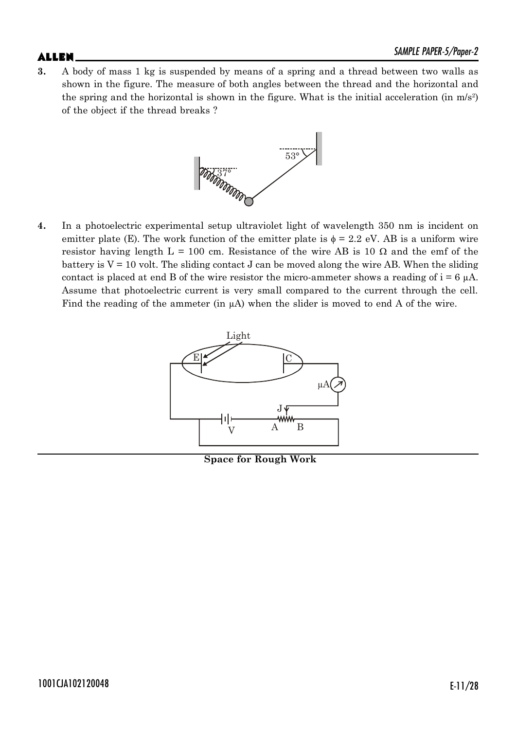**3.** A body of mass 1 kg is suspended by means of a spring and a thread between two walls as shown in the figure. The measure of both angles between the thread and the horizontal and the spring and the horizontal is shown in the figure. What is the initial acceleration (in $m/s^2$) of the object if the thread breaks ?

**4.** In a photoelectric experimental setup ultraviolet light of wavelength 350 nm is incident on emitter plate (E). The work function of the emitter plate is $\phi = 2.2$ eV. AB is a uniform wire resistor having length L = 100 cm. Resistance of the wire AB is 10 Ω and the emf of the battery is V = 10 volt. The sliding contact J can be moved along the wire AB. When the sliding contact is placed at end B of the wire resistor the micro-ammeter shows a reading of i = 6 μA. Assume that photoelectric current is very small compared to the current through the cell. Find the reading of the ammeter (in μA) when the slider is moved to end A of the wire.

**Space for Rough Work**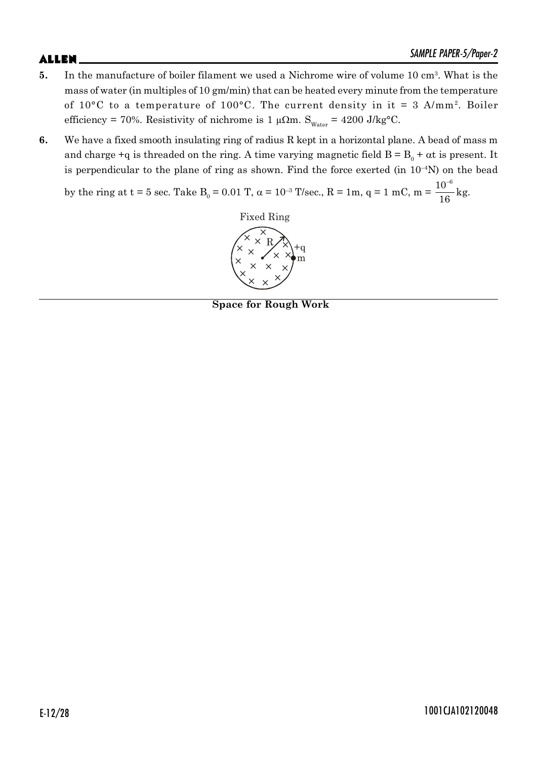**5.** In the manufacture of boiler filament we used a Nichrome wire of volume 10 $cm^3$. What is the mass of water (in multiples of 10 gm/min) that can be heated every minute from the temperature of 10°C to a temperature of 100°C. The current density in it = 3 $A/mm^2$. Boiler efficiency = 70%. Resistivity of nichrome is 1 $\mu\Omega$m. $S_{Water}$ = 4200 J/kg°C.

**6.** We have a fixed smooth insulating ring of radius R kept in a horizontal plane. A bead of mass m and charge +q is threaded on the ring. A time varying magnetic field $B = B_0 + \alpha t$ is present. It is perpendicular to the plane of ring as shown. Find the force exerted (in $10^{-4}$N) on the bead by the ring at t = 5 sec. Take $B_0$ = 0.01 T, $\alpha = 10^{-3}$ T/sec., R = 1m, q = 1 mC, m = $\frac{10^{-6}}{16}$ kg.

Fixed Ring

**Space for Rough Work**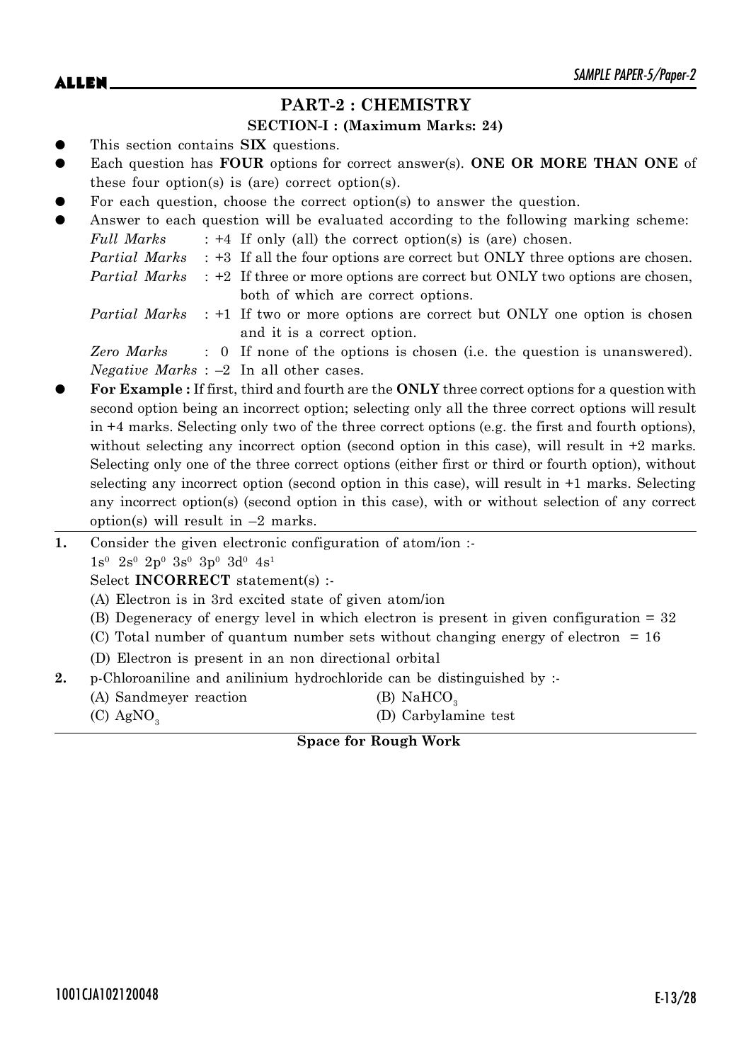## PART-2 : CHEMISTRY

### SECTION-I : (Maximum Marks: 24)

- This section contains **SIX** questions.
- Each question has **FOUR** options for correct answer(s). **ONE OR MORE THAN ONE** of these four option(s) is (are) correct option(s).
- For each question, choose the correct option(s) to answer the question.
- Answer to each question will be evaluated according to the following marking scheme:

  *Full Marks* : +4 If only (all) the correct option(s) is (are) chosen.

  *Partial Marks* : +3 If all the four options are correct but ONLY three options are chosen.

  *Partial Marks* : +2 If three or more options are correct but ONLY two options are chosen, both of which are correct options.

  *Partial Marks* : +1 If two or more options are correct but ONLY one option is chosen and it is a correct option.

  *Zero Marks* : 0 If none of the options is chosen (i.e. the question is unanswered).

  *Negative Marks* : –2 In all other cases.
- **For Example :** If first, third and fourth are the **ONLY** three correct options for a question with second option being an incorrect option; selecting only all the three correct options will result in +4 marks. Selecting only two of the three correct options (e.g. the first and fourth options), without selecting any incorrect option (second option in this case), will result in +2 marks. Selecting only one of the three correct options (either first or third or fourth option), without selecting any incorrect option (second option in this case), will result in +1 marks. Selecting any incorrect option(s) (second option in this case), with or without selection of any correct option(s) will result in –2 marks.

---

**1.** Consider the given electronic configuration of atom/ion :-

$1s^0\ 2s^0\ 2p^0\ 3s^0\ 3p^0\ 3d^0\ 4s^1$

Select **INCORRECT** statement(s) :-

(A) Electron is in 3rd excited state of given atom/ion

(B) Degeneracy of energy level in which electron is present in given configuration = 32

(C) Total number of quantum number sets without changing energy of electron = 16

(D) Electron is present in an non directional orbital

**2.** p-Chloroaniline and anilinium hydrochloride can be distinguished by :-

(A) Sandmeyer reaction

(B) $NaHCO_3$

(C) $AgNO_3$

(D) Carbylamine test

**Space for Rough Work**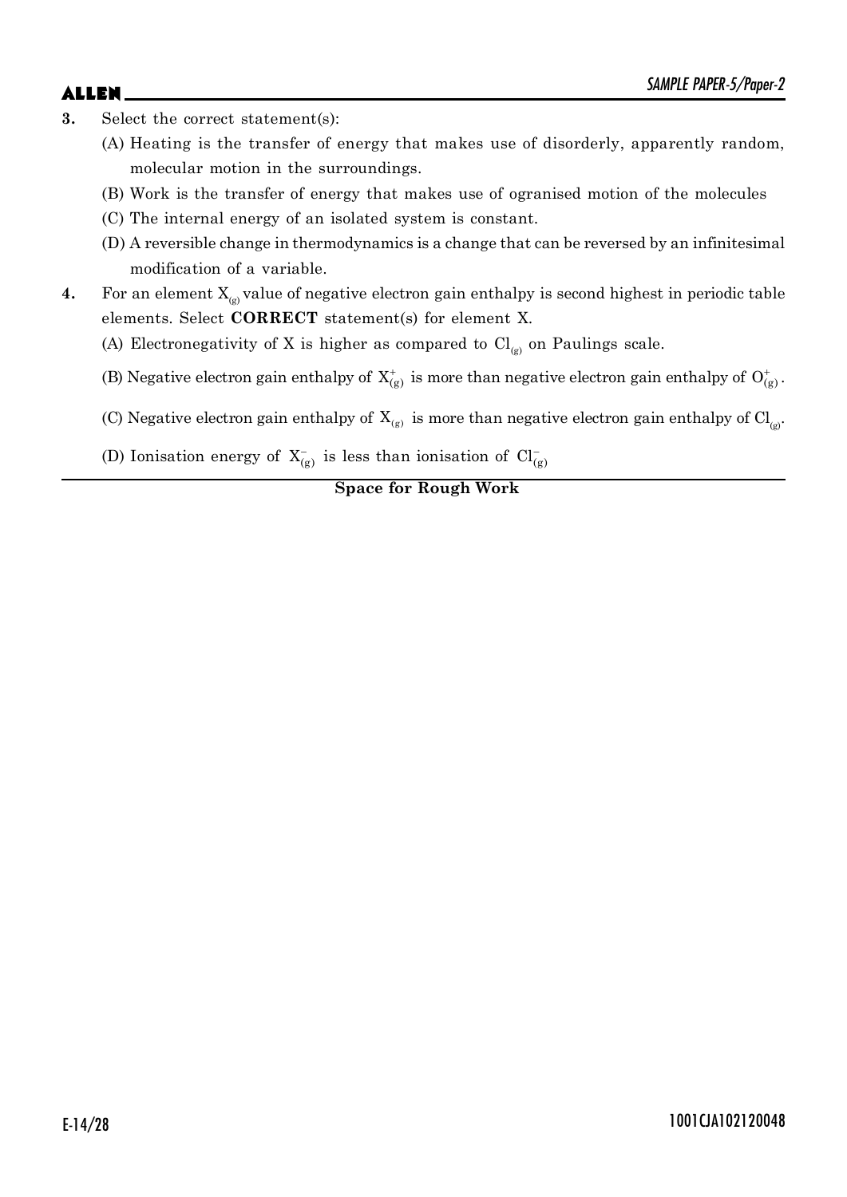**3.** Select the correct statement(s):

(A) Heating is the transfer of energy that makes use of disorderly, apparently random, molecular motion in the surroundings.

(B) Work is the transfer of energy that makes use of ogranised motion of the molecules

(C) The internal energy of an isolated system is constant.

(D) A reversible change in thermodynamics is a change that can be reversed by an infinitesimal modification of a variable.

**4.** For an element $X_{(g)}$ value of negative electron gain enthalpy is second highest in periodic table elements. Select **CORRECT** statement(s) for element X.

(A) Electronegativity of X is higher as compared to $Cl_{(g)}$ on Paulings scale.

(B) Negative electron gain enthalpy of $X^{+}_{(g)}$ is more than negative electron gain enthalpy of $O^{+}_{(g)}$.

(C) Negative electron gain enthalpy of $X_{(g)}$ is more than negative electron gain enthalpy of $Cl_{(g)}$.

(D) Ionisation energy of $X^{-}_{(g)}$ is less than ionisation of $Cl^{-}_{(g)}$

**Space for Rough Work**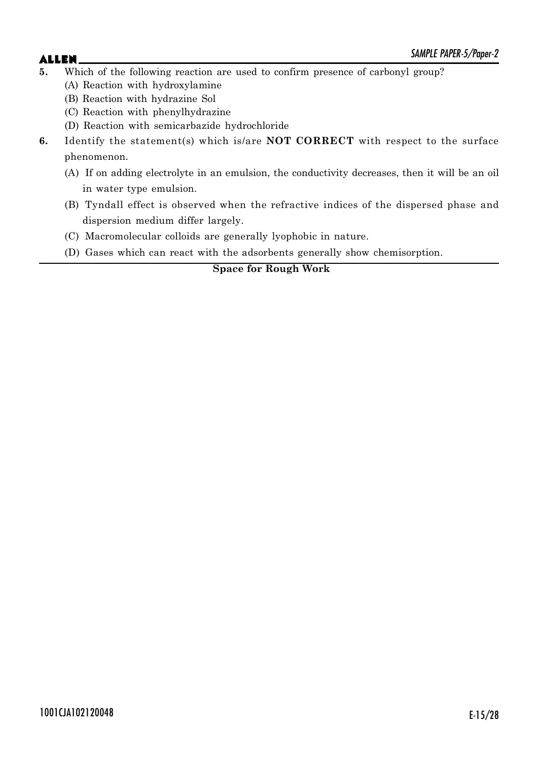**5.** Which of the following reaction are used to confirm presence of carbonyl group?

(A) Reaction with hydroxylamine

(B) Reaction with hydrazine Sol

(C) Reaction with phenylhydrazine

(D) Reaction with semicarbazide hydrochloride

**6.** Identify the statement(s) which is/are **NOT CORRECT** with respect to the surface phenomenon.

(A) If on adding electrolyte in an emulsion, the conductivity decreases, then it will be an oil in water type emulsion.

(B) Tyndall effect is observed when the refractive indices of the dispersed phase and dispersion medium differ largely.

(C) Macromolecular colloids are generally lyophobic in nature.

(D) Gases which can react with the adsorbents generally show chemisorption.

**Space for Rough Work**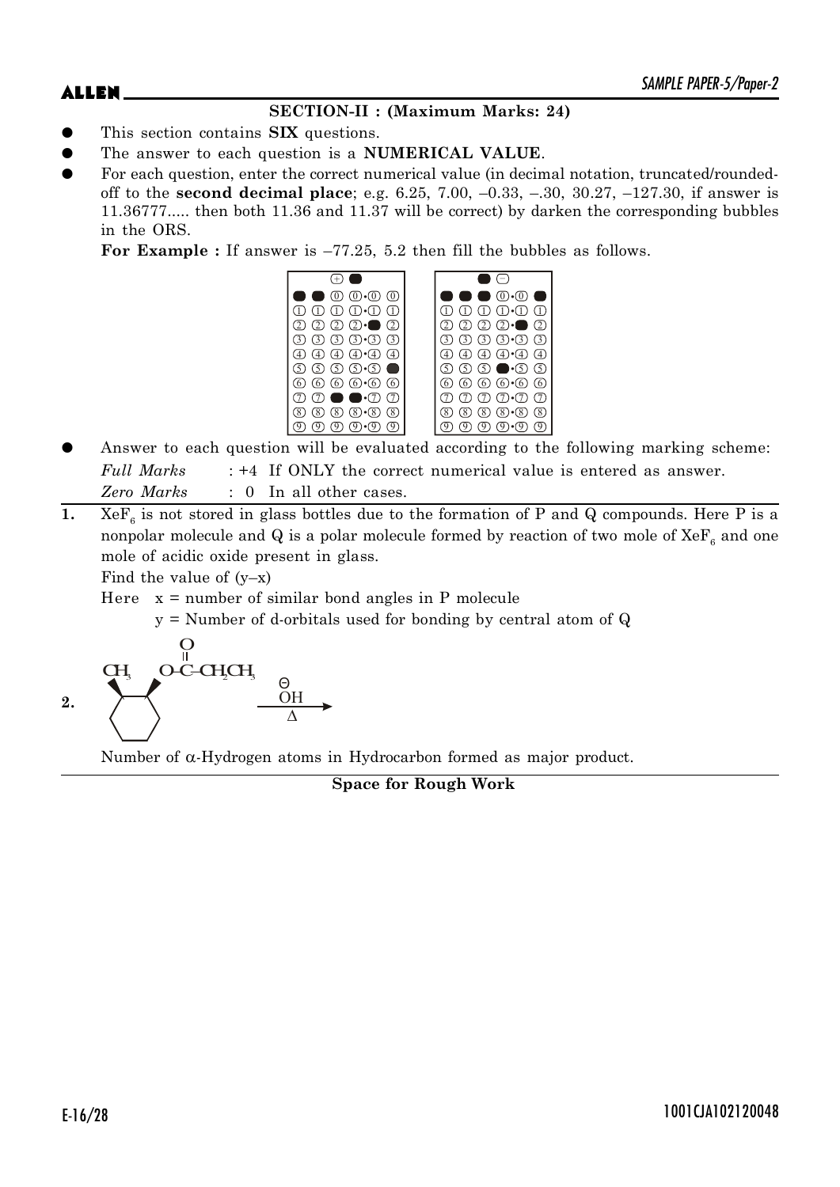## SECTION-II : (Maximum Marks: 24)

- This section contains **SIX** questions.
- The answer to each question is a **NUMERICAL VALUE**.
- For each question, enter the correct numerical value (in decimal notation, truncated/rounded-off to the **second decimal place**; e.g. 6.25, 7.00, –0.33, –.30, 30.27, –127.30, if answer is 11.36777..... then both 11.36 and 11.37 will be correct) by darken the corresponding bubbles in the ORS.

  **For Example :** If answer is –77.25, 5.2 then fill the bubbles as follows.

- Answer to each question will be evaluated according to the following marking scheme:

  *Full Marks* : +4 If ONLY the correct numerical value is entered as answer.

  *Zero Marks* : 0 In all other cases.

**1.** $XeF_6$ is not stored in glass bottles due to the formation of P and Q compounds. Here P is a nonpolar molecule and Q is a polar molecule formed by reaction of two mole of $XeF_6$ and one mole of acidic oxide present in glass.

Find the value of (y–x)

Here x = number of similar bond angles in P molecule

y = Number of d-orbitals used for bonding by central atom of Q

**2.** (Cyclohexane ring with $CH_3$ and $O\text{–}\overset{O}{\overset{\|}{C}}\text{–}CH_2CH_3$ on adjacent carbons, both wedged) $\xrightarrow[\Delta]{\overset{\ominus}{O}H}$

Number of α-Hydrogen atoms in Hydrocarbon formed as major product.

**Space for Rough Work**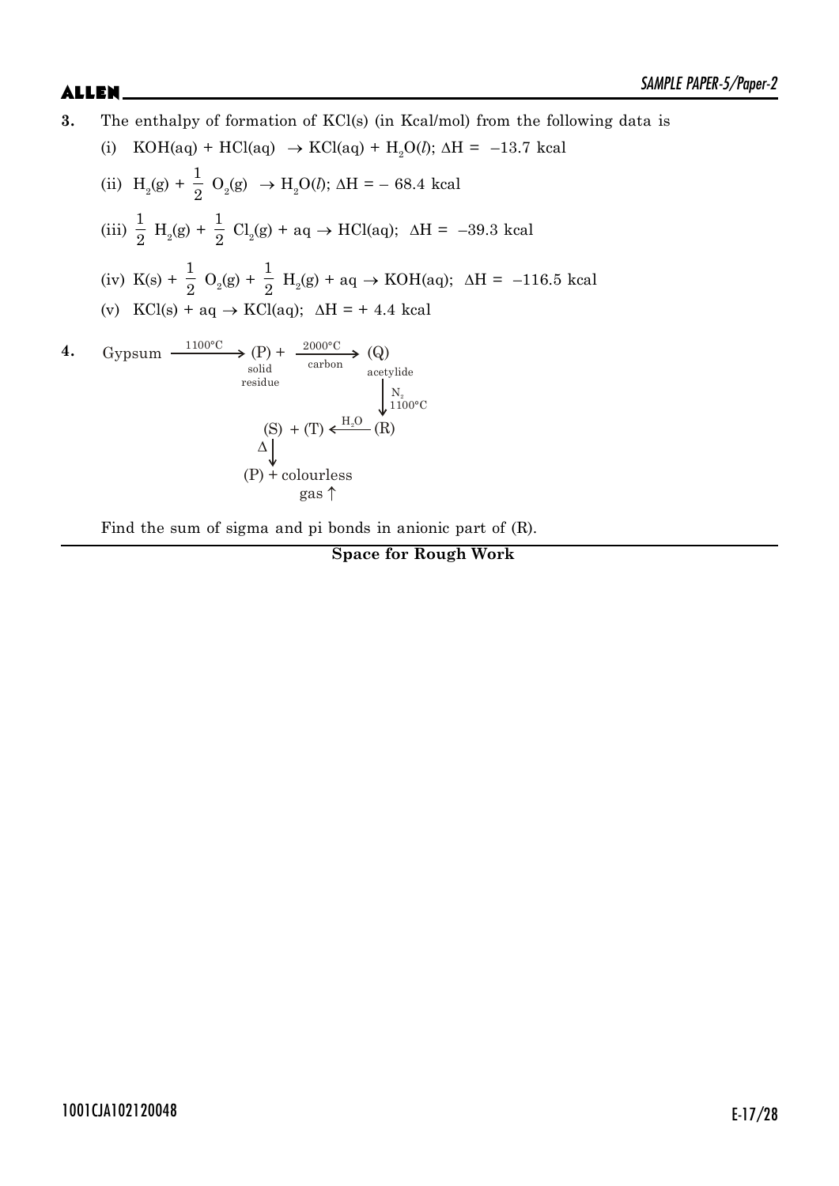**3.** The enthalpy of formation of KCl(s) (in Kcal/mol) from the following data is

(i) $KOH(aq) + HCl(aq) \rightarrow KCl(aq) + H_2O(l)$; $\Delta H = -13.7$ kcal

(ii) $H_2(g) + \frac{1}{2} O_2(g) \rightarrow H_2O(l)$; $\Delta H = -68.4$ kcal

(iii) $\frac{1}{2} H_2(g) + \frac{1}{2} Cl_2(g) + aq \rightarrow HCl(aq)$; $\Delta H = -39.3$ kcal

(iv) $K(s) + \frac{1}{2} O_2(g) + \frac{1}{2} H_2(g) + aq \rightarrow KOH(aq)$; $\Delta H = -116.5$ kcal

(v) $KCl(s) + aq \rightarrow KCl(aq)$; $\Delta H = +4.4$ kcal

**4.**

$$\text{Gypsum} \xrightarrow{1100°C} \underset{\text{solid residue}}{(P)} + \xrightarrow[\text{carbon}]{2000°C} \underset{\text{acetylide}}{(Q)}$$

$$(Q) \xrightarrow[1100°C]{N_2} (R)$$

$$(R) \xrightarrow{H_2O} (S) + (T)$$

$$(S) \xrightarrow{\Delta} (P) + \text{colourless gas} \uparrow$$

Find the sum of sigma and pi bonds in anionic part of (R).

**Space for Rough Work**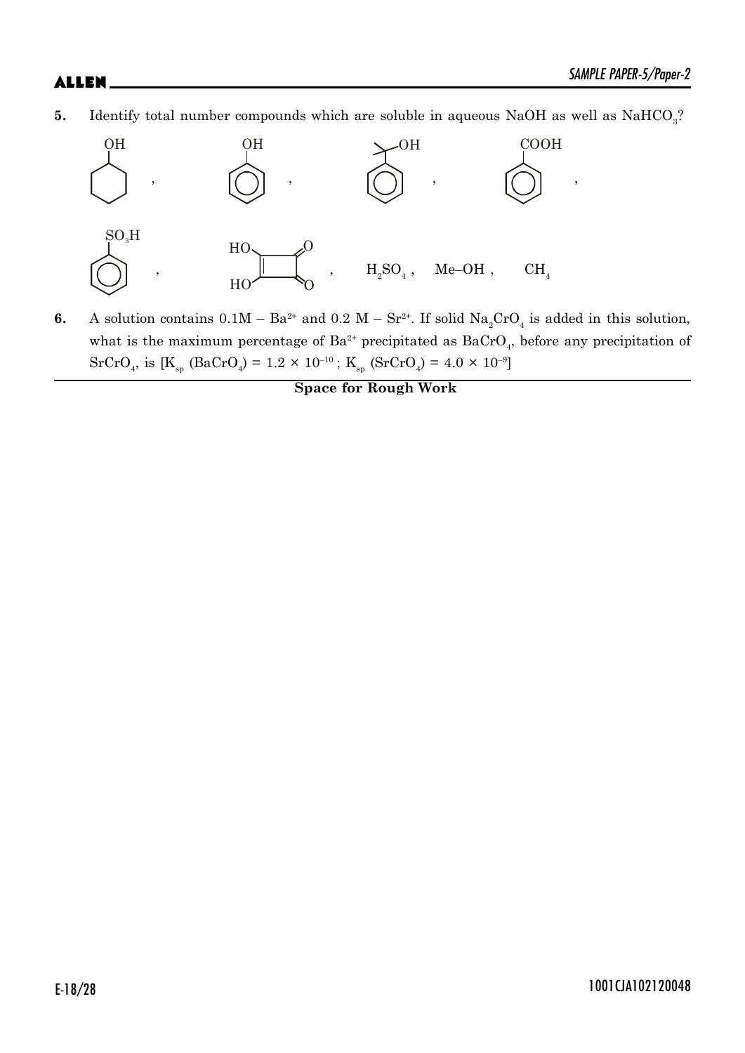5. Identify total number compounds which are soluble in aqueous NaOH as well as $NaHCO_3$?

(Cyclohexanol) , (Phenol) , (2-Phenyl-2-propanol) , (Benzoic acid, COOH) ,

(Benzenesulfonic acid, $SO_3H$) , (Squaric acid) , $H_2SO_4$ , Me–OH , $CH_4$

6. A solution contains 0.1M – $Ba^{2+}$ and 0.2 M – $Sr^{2+}$. If solid $Na_2CrO_4$ is added in this solution, what is the maximum percentage of $Ba^{2+}$ precipitated as $BaCrO_4$, before any precipitation of $SrCrO_4$, is [$K_{sp}$ ($BaCrO_4$) = $1.2 \times 10^{-10}$ ; $K_{sp}$ ($SrCrO_4$) = $4.0 \times 10^{-9}$]

**Space for Rough Work**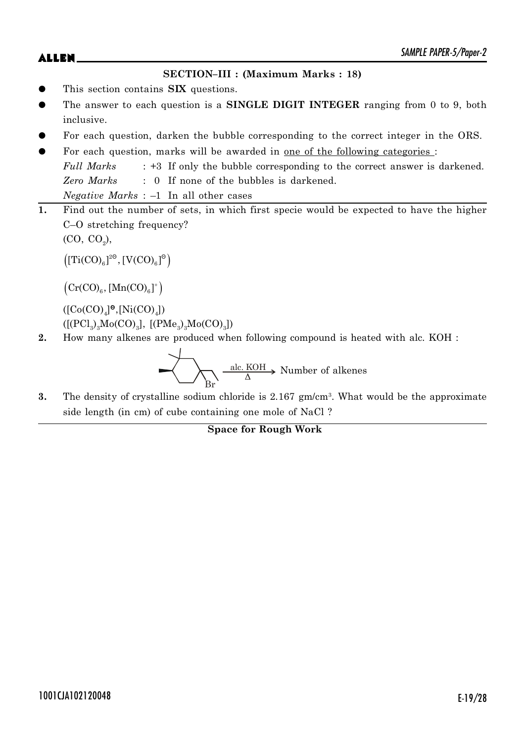## SECTION–III : (Maximum Marks : 18)

- This section contains **SIX** questions.
- The answer to each question is a **SINGLE DIGIT INTEGER** ranging from 0 to 9, both inclusive.
- For each question, darken the bubble corresponding to the correct integer in the ORS.
- For each question, marks will be awarded in one of the following categories :
  *Full Marks* : +3 If only the bubble corresponding to the correct answer is darkened.
  *Zero Marks* : 0 If none of the bubbles is darkened.
  *Negative Marks* : –1 In all other cases

**1.** Find out the number of sets, in which first specie would be expected to have the higher C–O stretching frequency?

($CO$, $CO_2$),

$\left([Ti(CO)_6]^{2\ominus}, [V(CO)_6]^{\ominus}\right)$

$\left(Cr(CO)_6, [Mn(CO)_6]^{+}\right)$

($[Co(CO)_4]^{\ominus}$, $[Ni(CO)_4]$)

($[(PCl_3)_3Mo(CO)_3]$, $[(PMe_3)_3Mo(CO)_3]$)

**2.** How many alkenes are produced when following compound is heated with alc. KOH :

$\xrightarrow[\Delta]{\text{alc. KOH}}$ Number of alkenes

**3.** The density of crystalline sodium chloride is 2.167 gm/cm$^3$. What would be the approximate side length (in cm) of cube containing one mole of NaCl ?

**Space for Rough Work**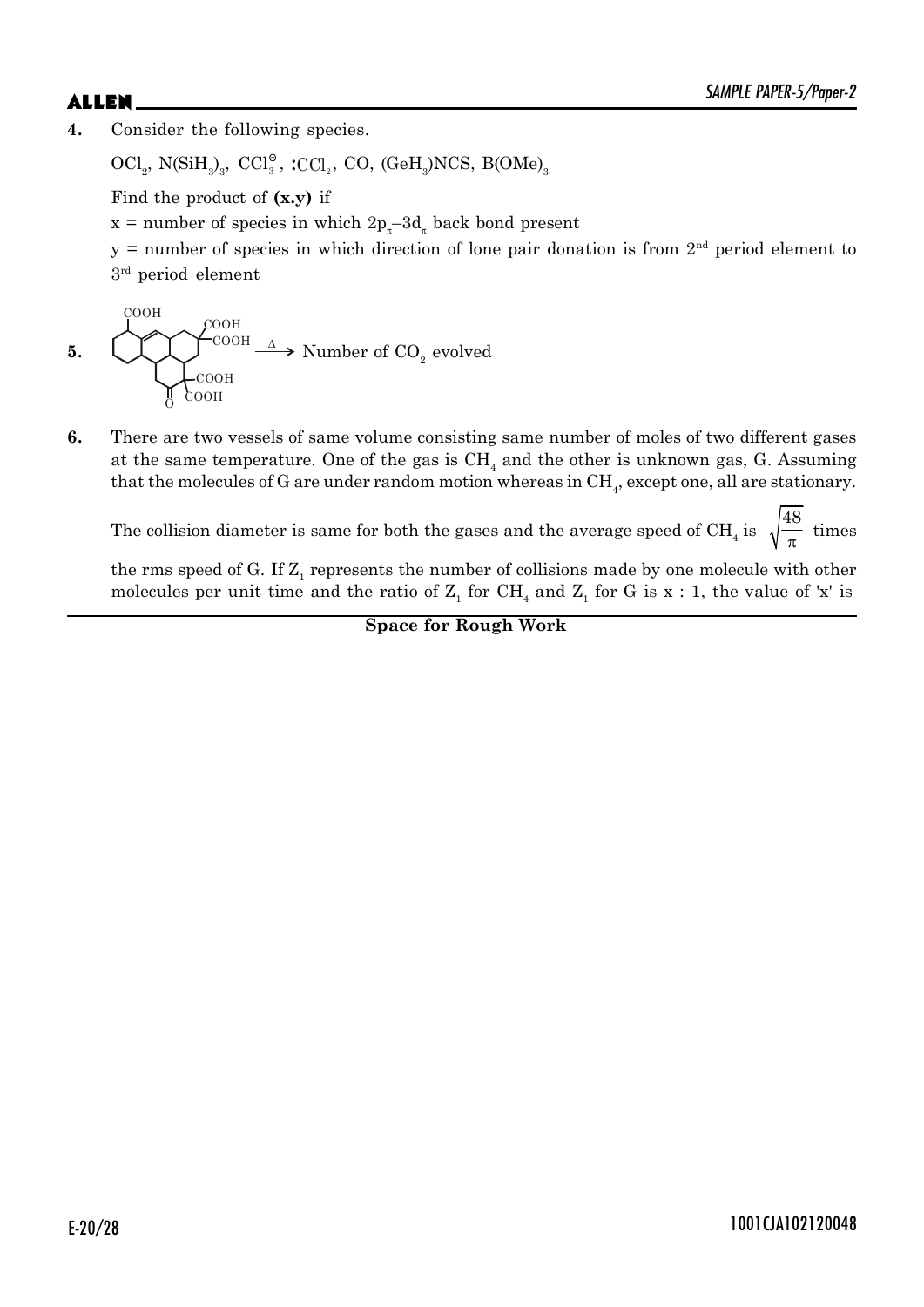**4.** Consider the following species.

$OCl_2$, $N(SiH_3)_3$, $CCl_3^{\ominus}$, $:CCl_2$, CO, $(GeH_3)NCS$, $B(OMe)_3$

Find the product of **(x.y)** if

x = number of species in which $2p_{\pi}$–$3d_{\pi}$ back bond present

y = number of species in which direction of lone pair donation is from 2nd period element to 3rd period element

**5.** $\xrightarrow{\Delta}$ Number of $CO_2$ evolved

**6.** There are two vessels of same volume consisting same number of moles of two different gases at the same temperature. One of the gas is $CH_4$ and the other is unknown gas, G. Assuming that the molecules of G are under random motion whereas in $CH_4$, except one, all are stationary.

The collision diameter is same for both the gases and the average speed of $CH_4$ is $\sqrt{\frac{48}{\pi}}$ times the rms speed of G. If $Z_1$ represents the number of collisions made by one molecule with other molecules per unit time and the ratio of $Z_1$ for $CH_4$ and $Z_1$ for G is x : 1, the value of 'x' is

**Space for Rough Work**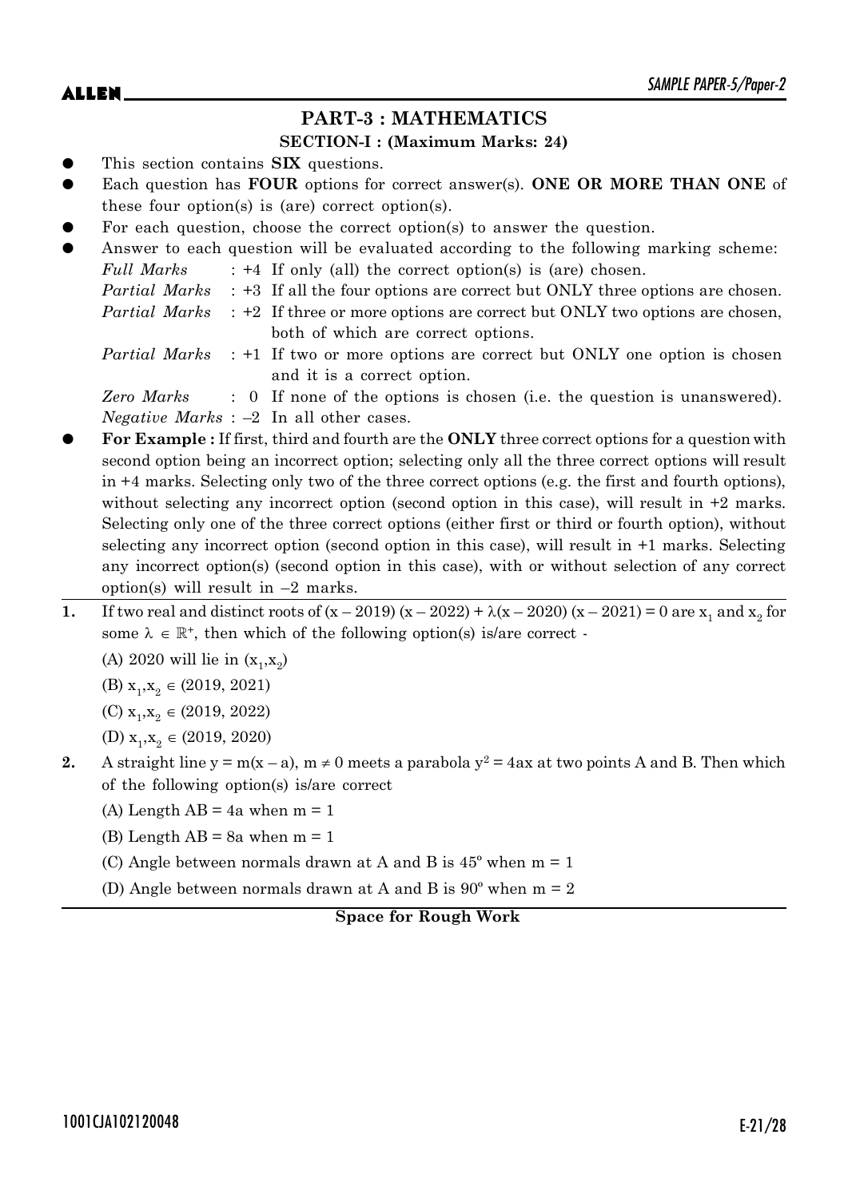## PART-3 : MATHEMATICS

### SECTION-I : (Maximum Marks: 24)

- This section contains **SIX** questions.
- Each question has **FOUR** options for correct answer(s). **ONE OR MORE THAN ONE** of these four option(s) is (are) correct option(s).
- For each question, choose the correct option(s) to answer the question.
- Answer to each question will be evaluated according to the following marking scheme:

  *Full Marks* : +4 If only (all) the correct option(s) is (are) chosen.

  *Partial Marks* : +3 If all the four options are correct but ONLY three options are chosen.

  *Partial Marks* : +2 If three or more options are correct but ONLY two options are chosen, both of which are correct options.

  *Partial Marks* : +1 If two or more options are correct but ONLY one option is chosen and it is a correct option.

  *Zero Marks* : 0 If none of the options is chosen (i.e. the question is unanswered).

  *Negative Marks* : –2 In all other cases.

- **For Example :** If first, third and fourth are the **ONLY** three correct options for a question with second option being an incorrect option; selecting only all the three correct options will result in +4 marks. Selecting only two of the three correct options (e.g. the first and fourth options), without selecting any incorrect option (second option in this case), will result in +2 marks. Selecting only one of the three correct options (either first or third or fourth option), without selecting any incorrect option (second option in this case), will result in +1 marks. Selecting any incorrect option(s) (second option in this case), with or without selection of any correct option(s) will result in –2 marks.

**1.** If two real and distinct roots of $(x - 2019)(x - 2022) + \lambda(x - 2020)(x - 2021) = 0$ are $x_1$ and $x_2$ for some $\lambda \in \mathbb{R}^+$, then which of the following option(s) is/are correct -

(A) 2020 will lie in $(x_1, x_2)$

(B) $x_1, x_2 \in (2019, 2021)$

(C) $x_1, x_2 \in (2019, 2022)$

(D) $x_1, x_2 \in (2019, 2020)$

**2.** A straight line $y = m(x - a)$, $m \neq 0$ meets a parabola $y^2 = 4ax$ at two points A and B. Then which of the following option(s) is/are correct

(A) Length AB = 4a when m = 1

(B) Length AB = 8a when m = 1

(C) Angle between normals drawn at A and B is $45^\circ$ when m = 1

(D) Angle between normals drawn at A and B is $90^\circ$ when m = 2

**Space for Rough Work**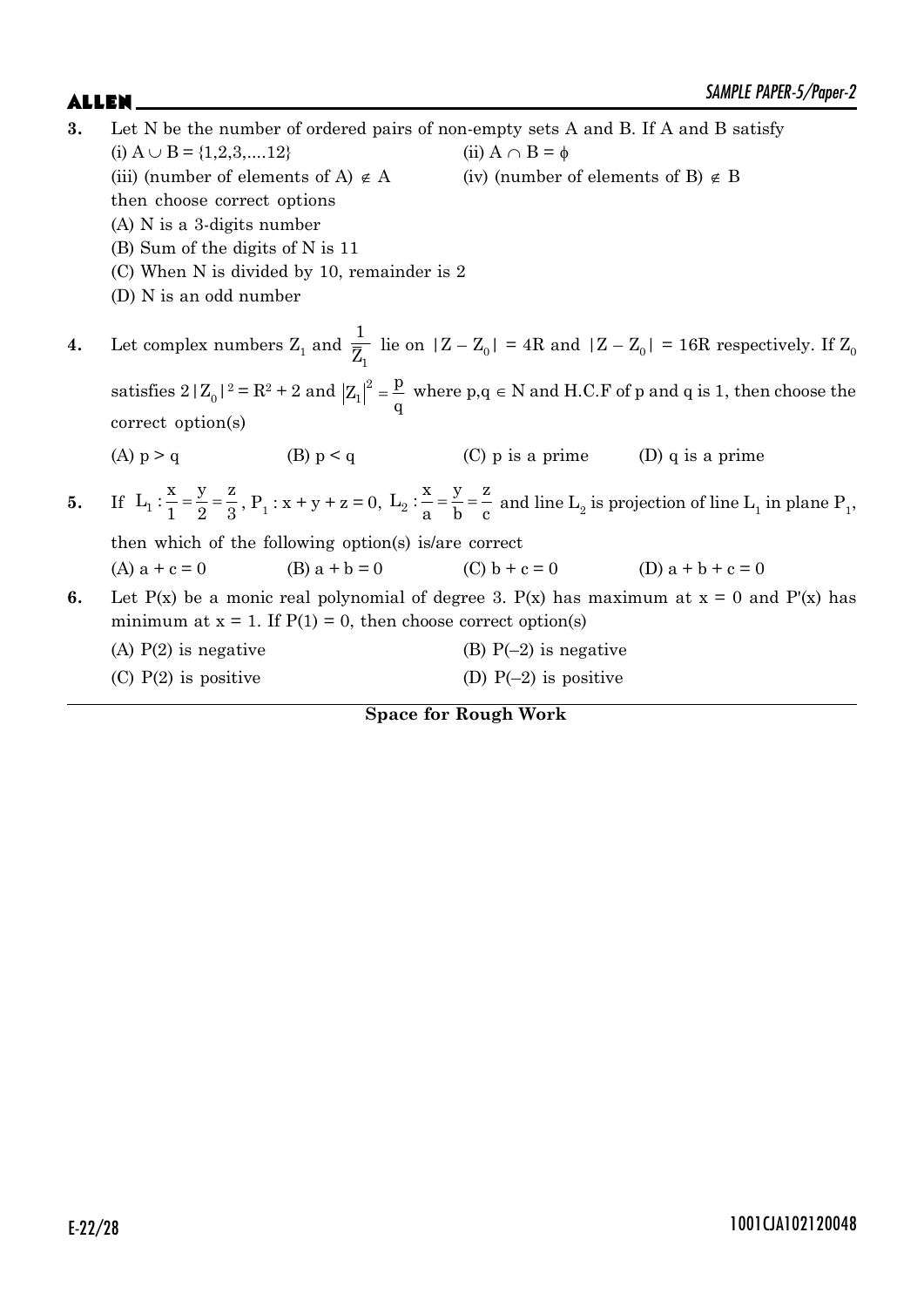**3.** Let N be the number of ordered pairs of non-empty sets A and B. If A and B satisfy

(i) $A \cup B = \{1,2,3,....12\}$ (ii) $A \cap B = \phi$

(iii) (number of elements of A) $\notin A$ (iv) (number of elements of B) $\notin B$

then choose correct options

(A) N is a 3-digits number

(B) Sum of the digits of N is 11

(C) When N is divided by 10, remainder is 2

(D) N is an odd number

**4.** Let complex numbers $Z_1$ and $\frac{1}{\overline{Z}_1}$ lie on $|Z - Z_0| = 4R$ and $|Z - Z_0| = 16R$ respectively. If $Z_0$ satisfies $2|Z_0|^2 = R^2 + 2$ and $|Z_1|^2 = \frac{p}{q}$ where $p,q \in N$ and H.C.F of p and q is 1, then choose the correct option(s)

(A) $p > q$ (B) $p < q$ (C) p is a prime (D) q is a prime

**5.** If $L_1 : \frac{x}{1} = \frac{y}{2} = \frac{z}{3}$, $P_1 : x + y + z = 0$, $L_2 : \frac{x}{a} = \frac{y}{b} = \frac{z}{c}$ and line $L_2$ is projection of line $L_1$ in plane $P_1$, then which of the following option(s) is/are correct

(A) $a + c = 0$ (B) $a + b = 0$ (C) $b + c = 0$ (D) $a + b + c = 0$

**6.** Let P(x) be a monic real polynomial of degree 3. P(x) has maximum at x = 0 and P'(x) has minimum at x = 1. If P(1) = 0, then choose correct option(s)

(A) P(2) is negative (B) P(–2) is negative

(C) P(2) is positive (D) P(–2) is positive

**Space for Rough Work**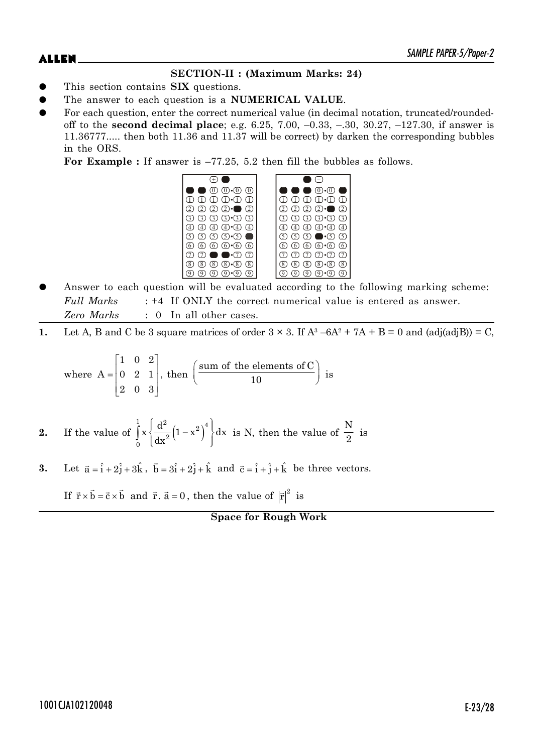## SECTION-II : (Maximum Marks: 24)

- This section contains **SIX** questions.
- The answer to each question is a **NUMERICAL VALUE**.
- For each question, enter the correct numerical value (in decimal notation, truncated/rounded-off to the **second decimal place**; e.g. 6.25, 7.00, –0.33, –.30, 30.27, –127.30, if answer is 11.36777..... then both 11.36 and 11.37 will be correct) by darken the corresponding bubbles in the ORS.

  **For Example :** If answer is –77.25, 5.2 then fill the bubbles as follows.

- Answer to each question will be evaluated according to the following marking scheme:

  *Full Marks* : +4 If ONLY the correct numerical value is entered as answer.

  *Zero Marks* : 0 In all other cases.

**1.** Let A, B and C be 3 square matrices of order 3 × 3. If $A^3 - 6A^2 + 7A + B = 0$ and (adj(adjB)) = C,

where $A = \begin{bmatrix} 1 & 0 & 2 \\ 0 & 2 & 1 \\ 2 & 0 & 3 \end{bmatrix}$, then $\left(\dfrac{\text{sum of the elements of C}}{10}\right)$ is

**2.** If the value of $\displaystyle\int_0^1 x\left\{\frac{d^2}{dx^2}\left(1-x^2\right)^4\right\}dx$ is N, then the value of $\dfrac{N}{2}$ is

**3.** Let $\vec{a} = \hat{i} + 2\hat{j} + 3\hat{k}$, $\vec{b} = 3\hat{i} + 2\hat{j} + \hat{k}$ and $\vec{c} = \hat{i} + \hat{j} + \hat{k}$ be three vectors.

If $\vec{r} \times \vec{b} = \vec{c} \times \vec{b}$ and $\vec{r} \cdot \vec{a} = 0$, then the value of $|\vec{r}|^2$ is

**Space for Rough Work**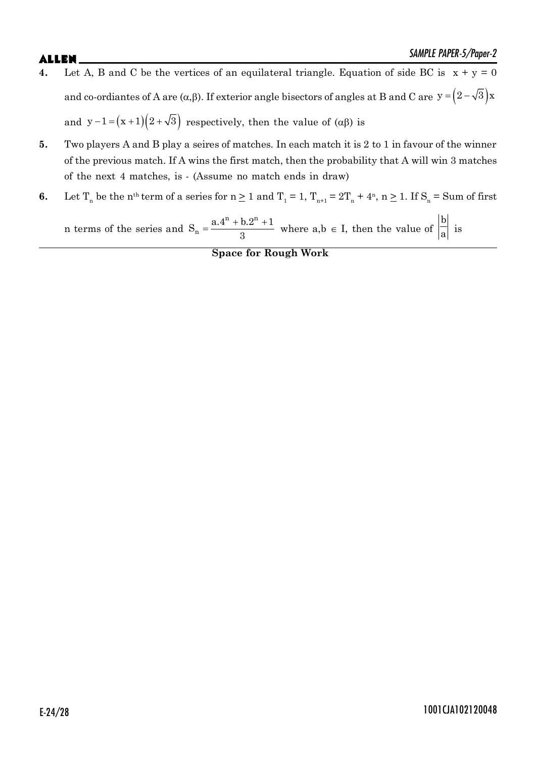**4.** Let A, B and C be the vertices of an equilateral triangle. Equation of side BC is $x + y = 0$ and co-ordiantes of A are $(\alpha,\beta)$. If exterior angle bisectors of angles at B and C are $y = \left(2-\sqrt{3}\right)x$ and $y - 1 = (x+1)\left(2+\sqrt{3}\right)$ respectively, then the value of $(\alpha\beta)$ is

**5.** Two players A and B play a seires of matches. In each match it is 2 to 1 in favour of the winner of the previous match. If A wins the first match, then the probability that A will win 3 matches of the next 4 matches, is - (Assume no match ends in draw)

**6.** Let $T_n$ be the $n^{th}$ term of a series for $n \geq 1$ and $T_1 = 1$, $T_{n+1} = 2T_n + 4^n$, $n \geq 1$. If $S_n$ = Sum of first n terms of the series and $S_n = \dfrac{a.4^n + b.2^n + 1}{3}$ where $a,b \in I$, then the value of $\left|\dfrac{b}{a}\right|$ is

**Space for Rough Work**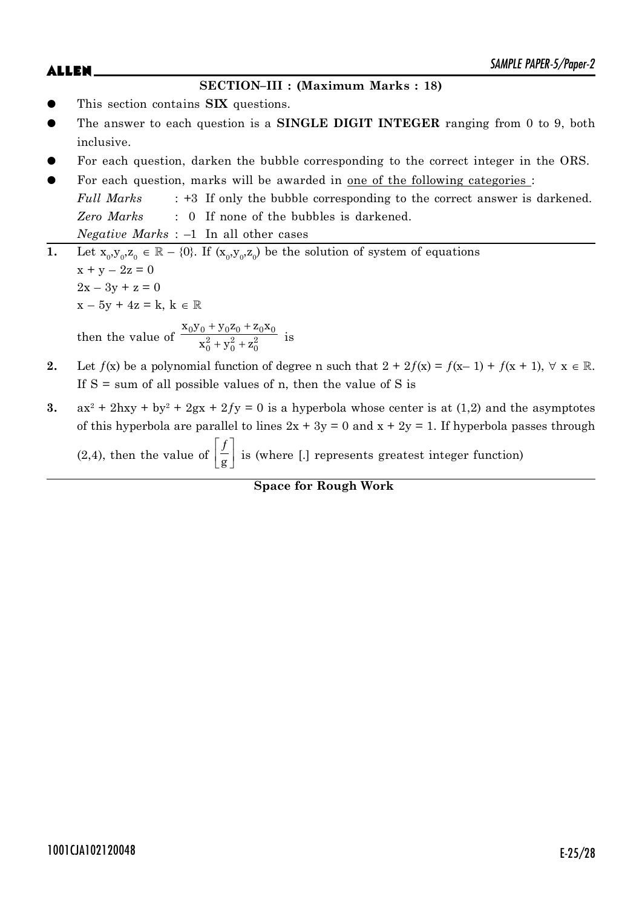## SECTION–III : (Maximum Marks : 18)

- This section contains **SIX** questions.
- The answer to each question is a **SINGLE DIGIT INTEGER** ranging from 0 to 9, both inclusive.
- For each question, darken the bubble corresponding to the correct integer in the ORS.
- For each question, marks will be awarded in <u>one of the following categories</u> :

  *Full Marks* : +3 If only the bubble corresponding to the correct answer is darkened.

  *Zero Marks* : 0 If none of the bubbles is darkened.

  *Negative Marks* : –1 In all other cases

**1.** Let $x_0, y_0, z_0 \in \mathbb{R} - \{0\}$. If $(x_0, y_0, z_0)$ be the solution of system of equations

$x + y - 2z = 0$

$2x - 3y + z = 0$

$x - 5y + 4z = k,\ k \in \mathbb{R}$

then the value of $\dfrac{x_0y_0 + y_0z_0 + z_0x_0}{x_0^2 + y_0^2 + z_0^2}$ is

**2.** Let $f(x)$ be a polynomial function of degree n such that $2 + 2f(x) = f(x-1) + f(x+1),\ \forall\ x \in \mathbb{R}$. If S = sum of all possible values of n, then the value of S is

**3.** $ax^2 + 2hxy + by^2 + 2gx + 2fy = 0$ is a hyperbola whose center is at (1,2) and the asymptotes of this hyperbola are parallel to lines $2x + 3y = 0$ and $x + 2y = 1$. If hyperbola passes through (2,4), then the value of $\left[\dfrac{f}{g}\right]$ is (where [.] represents greatest integer function)

**Space for Rough Work**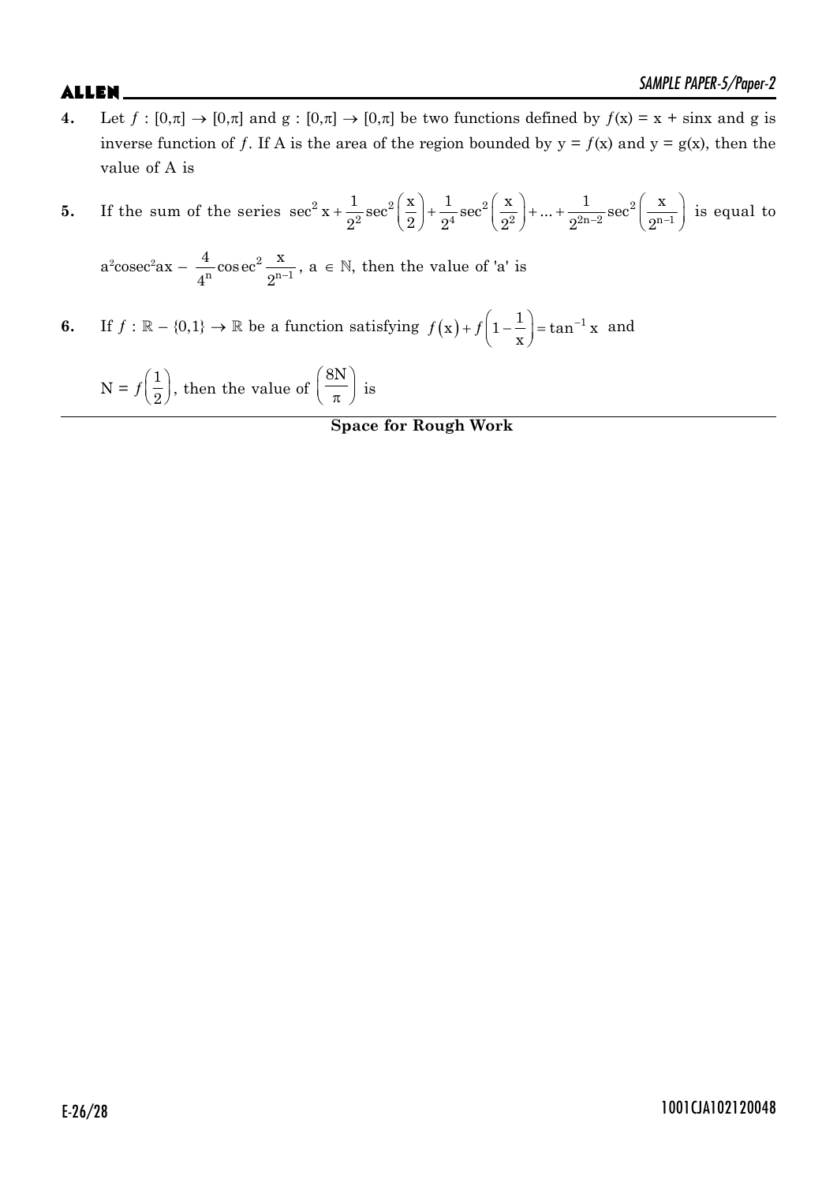**4.** Let $f : [0,\pi] \rightarrow [0,\pi]$ and $g : [0,\pi] \rightarrow [0,\pi]$ be two functions defined by $f(x) = x + \sin x$ and g is inverse function of $f$. If A is the area of the region bounded by $y = f(x)$ and $y = g(x)$, then the value of A is

**5.** If the sum of the series $\sec^2 x + \frac{1}{2^2}\sec^2\left(\frac{x}{2}\right) + \frac{1}{2^4}\sec^2\left(\frac{x}{2^2}\right) + ... + \frac{1}{2^{2n-2}}\sec^2\left(\frac{x}{2^{n-1}}\right)$ is equal to

$a^2\text{cosec}^2 ax - \frac{4}{4^n}\text{cosec}^2\frac{x}{2^{n-1}}$, $a \in \mathbb{N}$, then the value of 'a' is

**6.** If $f : \mathbb{R} - \{0,1\} \rightarrow \mathbb{R}$ be a function satisfying $f(x) + f\left(1 - \frac{1}{x}\right) = \tan^{-1} x$ and

$N = f\left(\frac{1}{2}\right)$, then the value of $\left(\frac{8N}{\pi}\right)$ is

**Space for Rough Work**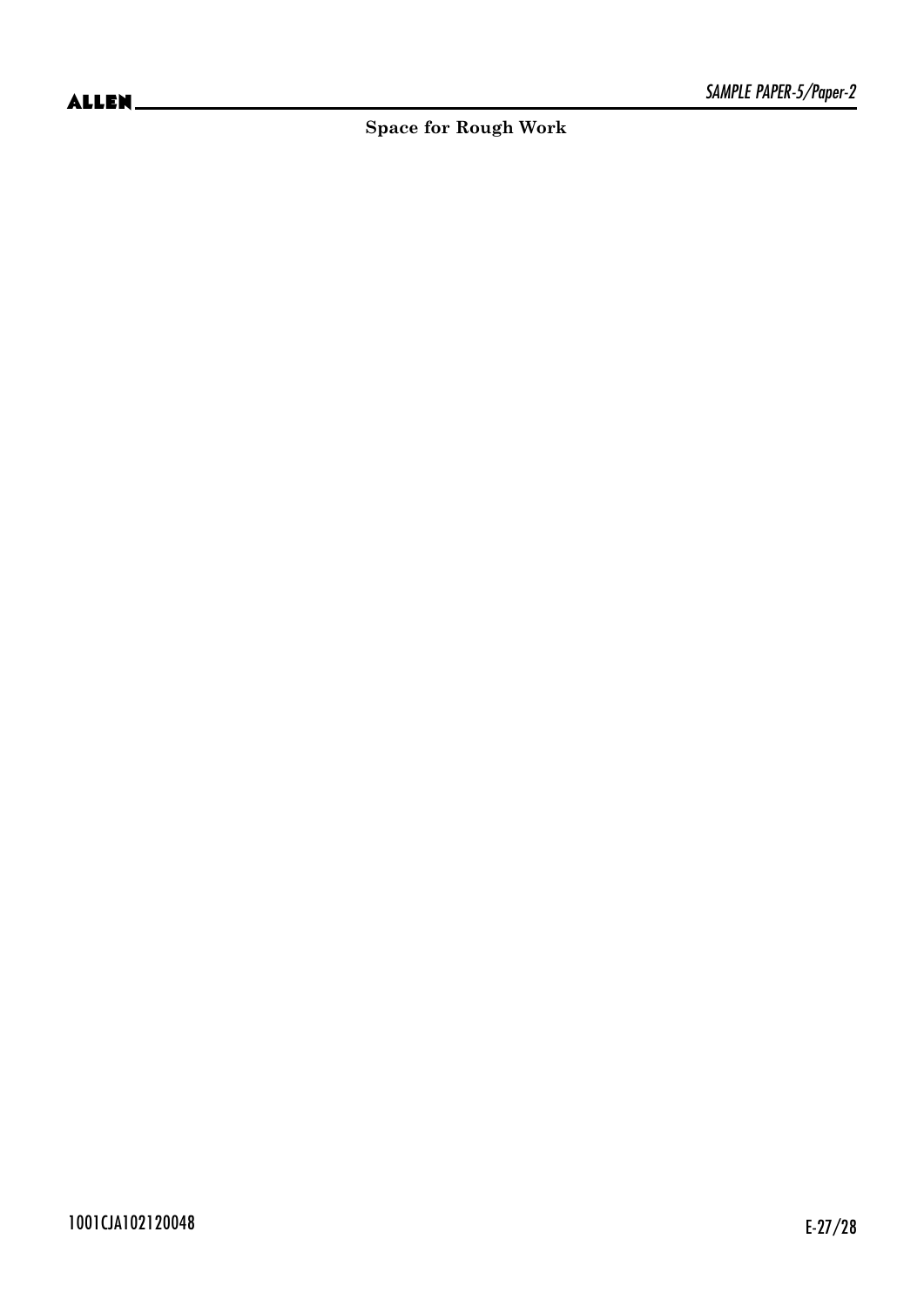**Space for Rough Work**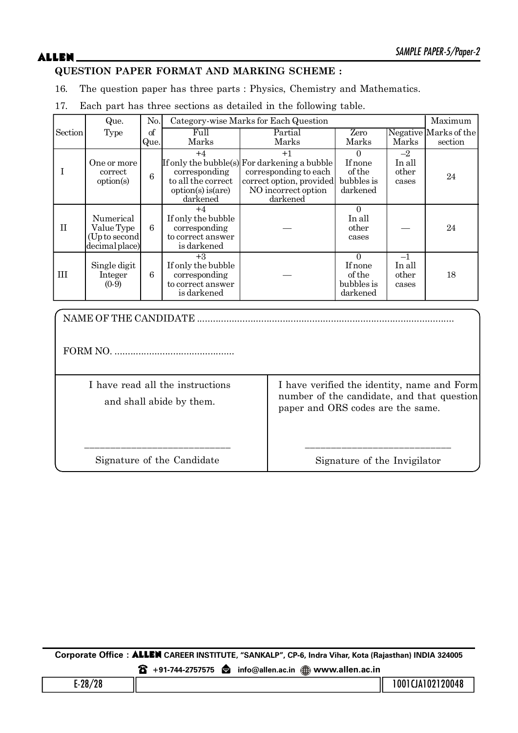**QUESTION PAPER FORMAT AND MARKING SCHEME :**

16. The question paper has three parts : Physics, Chemistry and Mathematics.

17. Each part has three sections as detailed in the following table.

| Section | Que. Type | No. of Que. | Category-wise Marks for Each Question | | | | Maximum Marks of the section |
|---|---|---|---|---|---|---|---|
| | | | Full Marks | Partial Marks | Zero Marks | Negative Marks | |
| I | One or more correct option(s) | 6 | +4 If only the bubble(s) corresponding to all the correct option(s) is(are) darkened | +1 For darkening a bubble corresponding to each correct option, provided NO incorrect option darkened | 0 If none of the bubbles is darkened | –2 In all other cases | 24 |
| II | Numerical Value Type (Up to second decimal place) | 6 | +4 If only the bubble corresponding to correct answer is darkened | — | 0 In all other cases | — | 24 |
| III | Single digit Integer (0-9) | 6 | +3 If only the bubble corresponding to correct answer is darkened | — | 0 If none of the bubbles is darkened | –1 In all other cases | 18 |

NAME OF THE CANDIDATE ................................................................................................

FORM NO. .............................................

| | |
|---|---|
| I have read all the instructions and shall abide by them. | I have verified the identity, name and Form number of the candidate, and that question paper and ORS codes are the same. |
| ____________________________ Signature of the Candidate | ____________________________ Signature of the Invigilator |

**Corporate Office : ALLEN CAREER INSTITUTE, "SANKALP", CP-6, Indra Vihar, Kota (Rajasthan) INDIA 324005**

+91-744-2757575 info@allen.ac.in www.allen.ac.in

1001CJA102120048